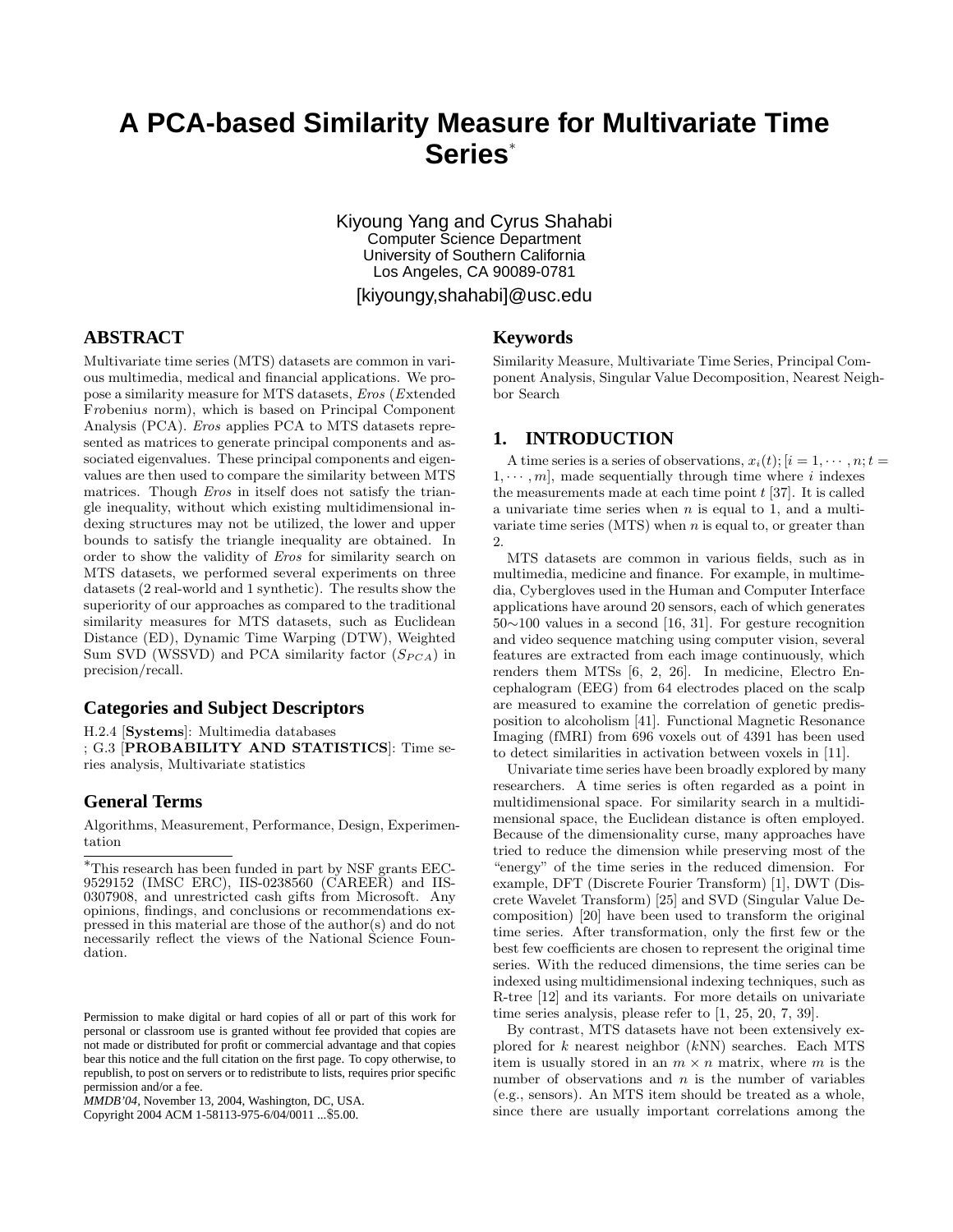# A PCA-based Similarity Measure for Multivariate Time Series*

Kiyoung Yang and Cyrus Shahabi
Computer Science Department
University of Southern California
Los Angeles, CA 90089-0781
[kiyoungy,shahabi]@usc.edu

## ABSTRACT

Multivariate time series (MTS) datasets are common in various multimedia, medical and financial applications. We propose a similarity measure for MTS datasets, *Eros* (*E*xtended F*r*obeniu*s* norm), which is based on Principal Component Analysis (PCA). *Eros* applies PCA to MTS datasets represented as matrices to generate principal components and associated eigenvalues. These principal components and eigenvalues are then used to compare the similarity between MTS matrices. Though *Eros* in itself does not satisfy the triangle inequality, without which existing multidimensional indexing structures may not be utilized, the lower and upper bounds to satisfy the triangle inequality are obtained. In order to show the validity of *Eros* for similarity search on MTS datasets, we performed several experiments on three datasets (2 real-world and 1 synthetic). The results show the superiority of our approaches as compared to the traditional similarity measures for MTS datasets, such as Euclidean Distance (ED), Dynamic Time Warping (DTW), Weighted Sum SVD (WSSVD) and PCA similarity factor ($S_{PCA}$) in precision/recall.

## Categories and Subject Descriptors

H.2.4 [**Systems**]: Multimedia databases
; G.3 [**PROBABILITY AND STATISTICS**]: Time series analysis, Multivariate statistics

## General Terms

Algorithms, Measurement, Performance, Design, Experimentation

*This research has been funded in part by NSF grants EEC-9529152 (IMSC ERC), IIS-0238560 (CAREER) and IIS-0307908, and unrestricted cash gifts from Microsoft. Any opinions, findings, and conclusions or recommendations expressed in this material are those of the author(s) and do not necessarily reflect the views of the National Science Foundation.

Permission to make digital or hard copies of all or part of this work for personal or classroom use is granted without fee provided that copies are not made or distributed for profit or commercial advantage and that copies bear this notice and the full citation on the first page. To copy otherwise, to republish, to post on servers or to redistribute to lists, requires prior specific permission and/or a fee.
*MMDB'04*, November 13, 2004, Washington, DC, USA.
Copyright 2004 ACM 1-58113-975-6/04/0011 ...$5.00.

## Keywords

Similarity Measure, Multivariate Time Series, Principal Component Analysis, Singular Value Decomposition, Nearest Neighbor Search

## 1. INTRODUCTION

A time series is a series of observations, $x_i(t); [i = 1, \cdots, n; t = 1, \cdots, m]$, made sequentially through time where $i$ indexes the measurements made at each time point $t$ [37]. It is called a univariate time series when $n$ is equal to 1, and a multivariate time series (MTS) when $n$ is equal to, or greater than 2.

MTS datasets are common in various fields, such as in multimedia, medicine and finance. For example, in multimedia, Cybergloves used in the Human and Computer Interface applications have around 20 sensors, each of which generates 50$\sim$100 values in a second [16, 31]. For gesture recognition and video sequence matching using computer vision, several features are extracted from each image continuously, which renders them MTSs [6, 2, 26]. In medicine, Electro Encephalogram (EEG) from 64 electrodes placed on the scalp are measured to examine the correlation of genetic predisposition to alcoholism [41]. Functional Magnetic Resonance Imaging (fMRI) from 696 voxels out of 4391 has been used to detect similarities in activation between voxels in [11].

Univariate time series have been broadly explored by many researchers. A time series is often regarded as a point in multidimensional space. For similarity search in a multidimensional space, the Euclidean distance is often employed. Because of the dimensionality curse, many approaches have tried to reduce the dimension while preserving most of the "energy" of the time series in the reduced dimension. For example, DFT (Discrete Fourier Transform) [1], DWT (Discrete Wavelet Transform) [25] and SVD (Singular Value Decomposition) [20] have been used to transform the original time series. After transformation, only the first few or the best few coefficients are chosen to represent the original time series. With the reduced dimensions, the time series can be indexed using multidimensional indexing techniques, such as R-tree [12] and its variants. For more details on univariate time series analysis, please refer to [1, 25, 20, 7, 39].

By contrast, MTS datasets have not been extensively explored for $k$ nearest neighbor ($k$NN) searches. Each MTS item is usually stored in an $m \times n$ matrix, where $m$ is the number of observations and $n$ is the number of variables (e.g., sensors). An MTS item should be treated as a whole, since there are usually important correlations among the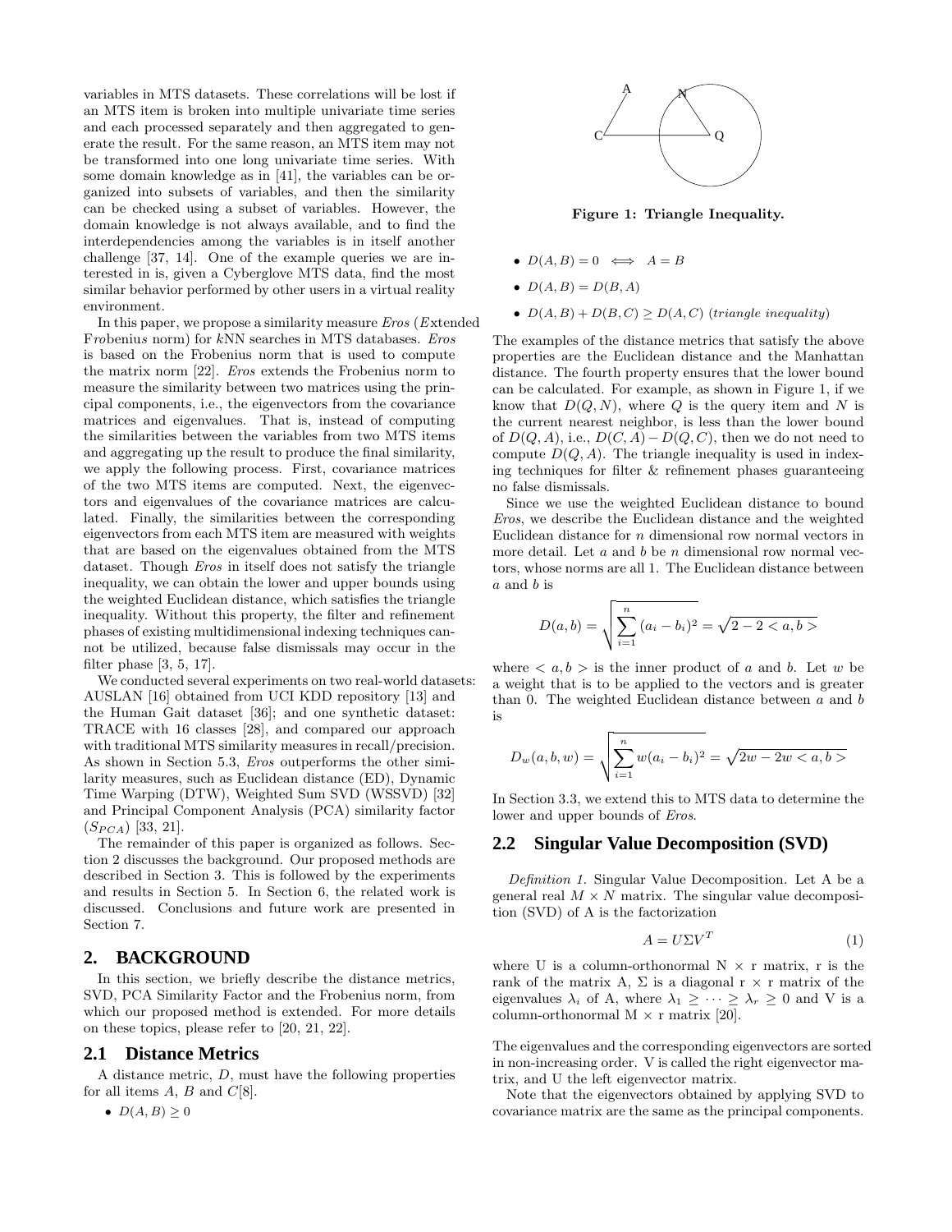variables in MTS datasets. These correlations will be lost if an MTS item is broken into multiple univariate time series and each processed separately and then aggregated to generate the result. For the same reason, an MTS item may not be transformed into one long univariate time series. With some domain knowledge as in [41], the variables can be organized into subsets of variables, and then the similarity can be checked using a subset of variables. However, the domain knowledge is not always available, and to find the interdependencies among the variables is in itself another challenge [37, 14]. One of the example queries we are interested in is, given a Cyberglove MTS data, find the most similar behavior performed by other users in a virtual reality environment.

In this paper, we propose a similarity measure *Eros* (*E*xtended F*r*obeniu*s* norm) for *k*NN searches in MTS databases. *Eros* is based on the Frobenius norm that is used to compute the matrix norm [22]. *Eros* extends the Frobenius norm to measure the similarity between two matrices using the principal components, i.e., the eigenvectors from the covariance matrices and eigenvalues. That is, instead of computing the similarities between the variables from two MTS items and aggregating up the result to produce the final similarity, we apply the following process. First, covariance matrices of the two MTS items are computed. Next, the eigenvectors and eigenvalues of the covariance matrices are calculated. Finally, the similarities between the corresponding eigenvectors from each MTS item are measured with weights that are based on the eigenvalues obtained from the MTS dataset. Though *Eros* in itself does not satisfy the triangle inequality, we can obtain the lower and upper bounds using the weighted Euclidean distance, which satisfies the triangle inequality. Without this property, the filter and refinement phases of existing multidimensional indexing techniques cannot be utilized, because false dismissals may occur in the filter phase [3, 5, 17].

We conducted several experiments on two real-world datasets: AUSLAN [16] obtained from UCI KDD repository [13] and the Human Gait dataset [36]; and one synthetic dataset: TRACE with 16 classes [28], and compared our approach with traditional MTS similarity measures in recall/precision. As shown in Section 5.3, *Eros* outperforms the other similarity measures, such as Euclidean distance (ED), Dynamic Time Warping (DTW), Weighted Sum SVD (WSSVD) [32] and Principal Component Analysis (PCA) similarity factor ($S_{PCA}$) [33, 21].

The remainder of this paper is organized as follows. Section 2 discusses the background. Our proposed methods are described in Section 3. This is followed by the experiments and results in Section 5. In Section 6, the related work is discussed. Conclusions and future work are presented in Section 7.

## 2. BACKGROUND

In this section, we briefly describe the distance metrics, SVD, PCA Similarity Factor and the Frobenius norm, from which our proposed method is extended. For more details on these topics, please refer to [20, 21, 22].

### 2.1 Distance Metrics

A distance metric, $D$, must have the following properties for all items $A$, $B$ and $C$[8].

- $D(A, B) \geq 0$
- $D(A, B) = 0 \iff A = B$
- $D(A, B) = D(B, A)$
- $D(A, B) + D(B, C) \geq D(A, C)$ (*triangle inequality*)

A

N

C

Q

**Figure 1: Triangle Inequality.**

The examples of the distance metrics that satisfy the above properties are the Euclidean distance and the Manhattan distance. The fourth property ensures that the lower bound can be calculated. For example, as shown in Figure 1, if we know that $D(Q, N)$, where $Q$ is the query item and $N$ is the current nearest neighbor, is less than the lower bound of $D(Q, A)$, i.e., $D(C, A) - D(Q, C)$, then we do not need to compute $D(Q, A)$. The triangle inequality is used in indexing techniques for filter & refinement phases guaranteeing no false dismissals.

Since we use the weighted Euclidean distance to bound *Eros*, we describe the Euclidean distance and the weighted Euclidean distance for $n$ dimensional row normal vectors in more detail. Let $a$ and $b$ be $n$ dimensional row normal vectors, whose norms are all 1. The Euclidean distance between $a$ and $b$ is

$$D(a, b) = \sqrt{\sum_{i=1}^{n} (a_i - b_i)^2} = \sqrt{2 - 2 < a, b >}$$

where $< a, b >$ is the inner product of $a$ and $b$. Let $w$ be a weight that is to be applied to the vectors and is greater than 0. The weighted Euclidean distance between $a$ and $b$ is

$$D_w(a, b, w) = \sqrt{\sum_{i=1}^{n} w(a_i - b_i)^2} = \sqrt{2w - 2w < a, b >}$$

In Section 3.3, we extend this to MTS data to determine the lower and upper bounds of *Eros*.

### 2.2 Singular Value Decomposition (SVD)

*Definition 1.* Singular Value Decomposition. Let A be a general real $M \times N$ matrix. The singular value decomposition (SVD) of A is the factorization

$$A = U \Sigma V^T \tag{1}$$

where U is a column-orthonormal N × r matrix, r is the rank of the matrix A, $\Sigma$ is a diagonal r × r matrix of the eigenvalues $\lambda_i$ of A, where $\lambda_1 \geq \cdots \geq \lambda_r \geq 0$ and V is a column-orthonormal M × r matrix [20].

The eigenvalues and the corresponding eigenvectors are sorted in non-increasing order. V is called the right eigenvector matrix, and U the left eigenvector matrix.

Note that the eigenvectors obtained by applying SVD to covariance matrix are the same as the principal components.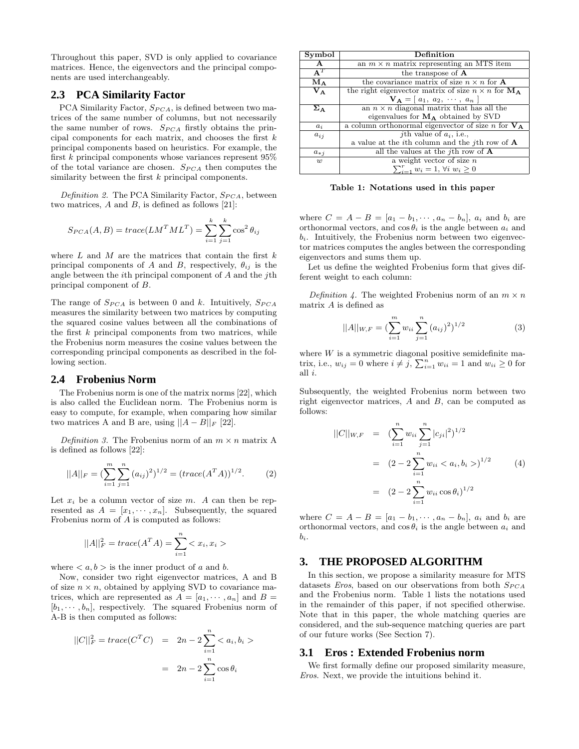Throughout this paper, SVD is only applied to covariance matrices. Hence, the eigenvectors and the principal components are used interchangeably.

## 2.3 PCA Similarity Factor

PCA Similarity Factor, $S_{PCA}$, is defined between two matrices of the same number of columns, but not necessarily the same number of rows. $S_{PCA}$ firstly obtains the principal components for each matrix, and chooses the first $k$ principal components based on heuristics. For example, the first $k$ principal components whose variances represent 95% of the total variance are chosen. $S_{PCA}$ then computes the similarity between the first $k$ principal components.

*Definition 2.* The PCA Similarity Factor, $S_{PCA}$, between two matrices, $A$ and $B$, is defined as follows [21]:

$$S_{PCA}(A,B) = trace(LM^T ML^T) = \sum_{i=1}^{k}\sum_{j=1}^{k}\cos^2\theta_{ij}$$

where $L$ and $M$ are the matrices that contain the first $k$ principal components of $A$ and $B$, respectively, $\theta_{ij}$ is the angle between the $i$th principal component of $A$ and the $j$th principal component of $B$.

The range of $S_{PCA}$ is between 0 and $k$. Intuitively, $S_{PCA}$ measures the similarity between two matrices by computing the squared cosine values between all the combinations of the first $k$ principal components from two matrices, while the Frobenius norm measures the cosine values between the corresponding principal components as described in the following section.

## 2.4 Frobenius Norm

The Frobenius norm is one of the matrix norms [22], which is also called the Euclidean norm. The Frobenius norm is easy to compute, for example, when comparing how similar two matrices A and B are, using $||A - B||_F$ [22].

*Definition 3.* The Frobenius norm of an $m \times n$ matrix A is defined as follows [22]:

$$||A||_F = (\sum_{i=1}^{m}\sum_{j=1}^{n}(a_{ij})^2)^{1/2} = (trace(A^T A))^{1/2}. \quad (2)$$

Let $x_i$ be a column vector of size $m$. $A$ can then be represented as $A = [x_1, \cdots, x_n]$. Subsequently, the squared Frobenius norm of $A$ is computed as follows:

$$||A||_F^2 = trace(A^T A) = \sum_{i=1}^{n} < x_i, x_i >$$

where $< a, b >$ is the inner product of $a$ and $b$.

Now, consider two right eigenvector matrices, A and B of size $n \times n$, obtained by applying SVD to covariance matrices, which are represented as $A = [a_1, \cdots, a_n]$ and $B = [b_1, \cdots, b_n]$, respectively. The squared Frobenius norm of A-B is then computed as follows:

$$\begin{aligned} ||C||_F^2 = trace(C^T C) &= 2n - 2\sum_{i=1}^{n} < a_i, b_i > \\ &= 2n - 2\sum_{i=1}^{n}\cos\theta_i \end{aligned}$$

| Symbol | Definition |
|---|---|
| $\mathbf{A}$ | an $m \times n$ matrix representing an MTS item |
| $\mathbf{A}^T$ | the transpose of $\mathbf{A}$ |
| $\mathbf{M_A}$ | the covariance matrix of size $n \times n$ for $\mathbf{A}$ |
| $\mathbf{V_A}$ | the right eigenvector matrix of size $n \times n$ for $\mathbf{M_A}$ $\mathbf{V_A} = [\ a_1,\ a_2,\ \cdots,\ a_n\ ]$ |
| $\mathbf{\Sigma_A}$ | an $n \times n$ diagonal matrix that has all the eigenvalues for $\mathbf{M_A}$ obtained by SVD |
| $a_i$ | a column orthonormal eigenvector of size $n$ for $\mathbf{V_A}$ |
| $a_{ij}$ | $j$th value of $a_i$, i.e., a value at the $i$th column and the $j$th row of $\mathbf{A}$ |
| $a_{*j}$ | all the values at the $j$th row of $\mathbf{A}$ |
| $w$ | a weight vector of size $n$ $\sum_{i=1}^{r} w_i = 1,\ \forall i\ w_i \geq 0$ |

**Table 1: Notations used in this paper**

where $C = A - B = [a_1 - b_1, \cdots, a_n - b_n]$, $a_i$ and $b_i$ are orthonormal vectors, and $\cos\theta_i$ is the angle between $a_i$ and $b_i$. Intuitively, the Frobenius norm between two eigenvector matrices computes the angles between the corresponding eigenvectors and sums them up.

Let us define the weighted Frobenius form that gives different weight to each column:

*Definition 4.* The weighted Frobenius norm of an $m \times n$ matrix $A$ is defined as

$$||A||_{W,F} = (\sum_{i=1}^{m} w_{ii}\sum_{j=1}^{n}(a_{ij})^2)^{1/2} \quad (3)$$

where $W$ is a symmetric diagonal positive semidefinite matrix, i.e., $w_{ij} = 0$ where $i \neq j$, $\sum_{i=1}^{n} w_{ii} = 1$ and $w_{ii} \geq 0$ for all $i$.

Subsequently, the weighted Frobenius norm between two right eigenvector matrices, $A$ and $B$, can be computed as follows:

$$\begin{aligned} ||C||_{W,F} &= (\sum_{i=1}^{n} w_{ii}\sum_{j=1}^{n}|c_{ji}|^2)^{1/2} \\ &= (2 - 2\sum_{i=1}^{n} w_{ii} < a_i, b_i >)^{1/2} \quad (4) \\ &= (2 - 2\sum_{i=1}^{n} w_{ii}\cos\theta_i)^{1/2} \end{aligned}$$

where $C = A - B = [a_1 - b_1, \cdots, a_n - b_n]$, $a_i$ and $b_i$ are orthonormal vectors, and $\cos\theta_i$ is the angle between $a_i$ and $b_i$.

# 3. THE PROPOSED ALGORITHM

In this section, we propose a similarity measure for MTS datasets *Eros*, based on our observations from both $S_{PCA}$ and the Frobenius norm. Table 1 lists the notations used in the remainder of this paper, if not specified otherwise. Note that in this paper, the whole matching queries are considered, and the sub-sequence matching queries are part of our future works (See Section 7).

## 3.1 Eros : Extended Frobenius norm

We first formally define our proposed similarity measure, *Eros*. Next, we provide the intuitions behind it.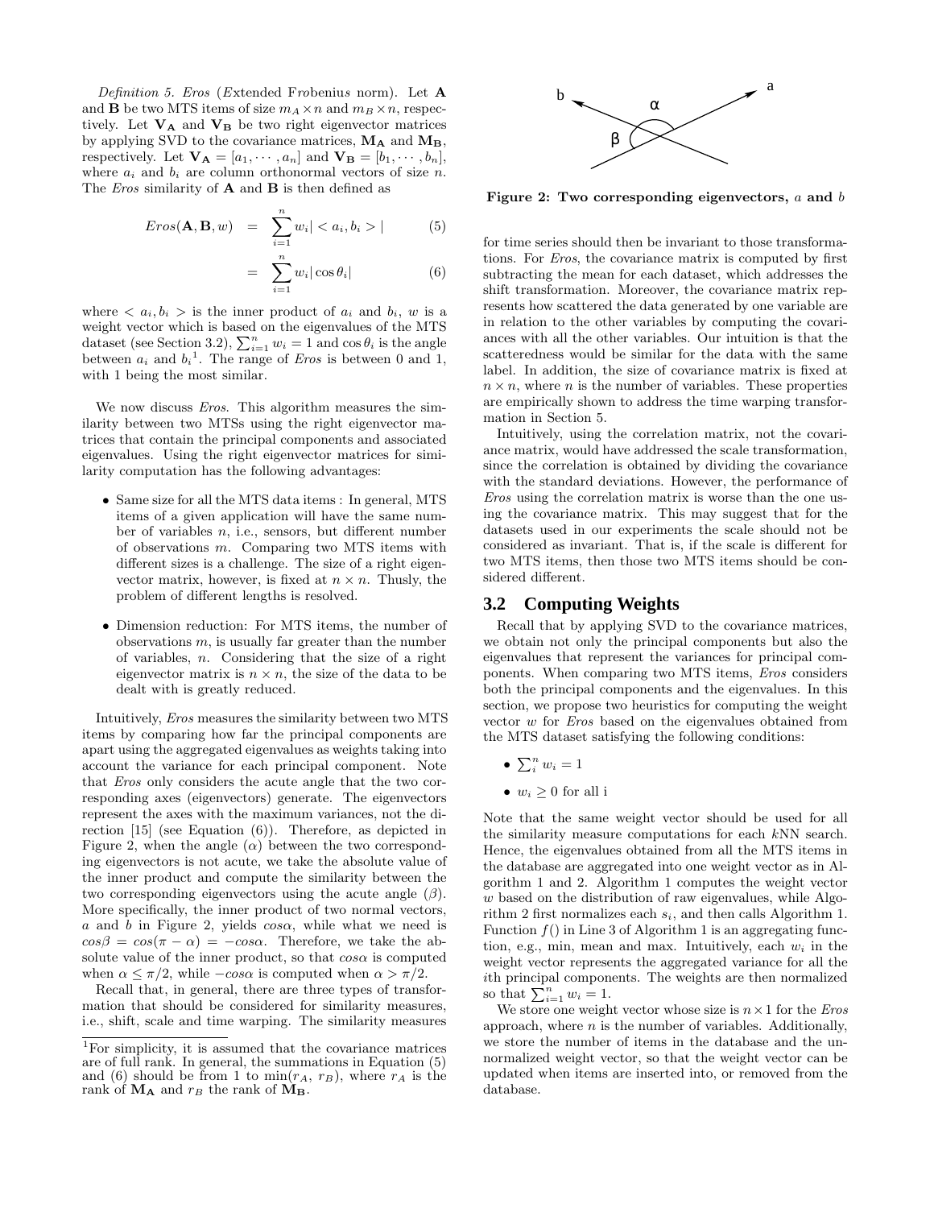*Definition 5. Eros* (*E*xtended F*r*obeniu*s* norm). Let $\mathbf{A}$ and $\mathbf{B}$ be two MTS items of size $m_A \times n$ and $m_B \times n$, respectively. Let $\mathbf{V_A}$ and $\mathbf{V_B}$ be two right eigenvector matrices by applying SVD to the covariance matrices, $\mathbf{M_A}$ and $\mathbf{M_B}$, respectively. Let $\mathbf{V_A} = [a_1, \cdots, a_n]$ and $\mathbf{V_B} = [b_1, \cdots, b_n]$, where $a_i$ and $b_i$ are column orthonormal vectors of size $n$. The *Eros* similarity of $\mathbf{A}$ and $\mathbf{B}$ is then defined as

$$Eros(\mathbf{A}, \mathbf{B}, w) = \sum_{i=1}^{n} w_i | < a_i, b_i > | \quad (5)$$

$$= \sum_{i=1}^{n} w_i | \cos \theta_i | \quad (6)$$

where $< a_i, b_i >$ is the inner product of $a_i$ and $b_i$, $w$ is a weight vector which is based on the eigenvalues of the MTS dataset (see Section 3.2), $\sum_{i=1}^{n} w_i = 1$ and $\cos \theta_i$ is the angle between $a_i$ and $b_i$[1]. The range of *Eros* is between 0 and 1, with 1 being the most similar.

We now discuss *Eros*. This algorithm measures the similarity between two MTSs using the right eigenvector matrices that contain the principal components and associated eigenvalues. Using the right eigenvector matrices for similarity computation has the following advantages:

- Same size for all the MTS data items : In general, MTS items of a given application will have the same number of variables $n$, i.e., sensors, but different number of observations $m$. Comparing two MTS items with different sizes is a challenge. The size of a right eigenvector matrix, however, is fixed at $n \times n$. Thusly, the problem of different lengths is resolved.
- Dimension reduction: For MTS items, the number of observations $m$, is usually far greater than the number of variables, $n$. Considering that the size of a right eigenvector matrix is $n \times n$, the size of the data to be dealt with is greatly reduced.

Intuitively, *Eros* measures the similarity between two MTS items by comparing how far the principal components are apart using the aggregated eigenvalues as weights taking into account the variance for each principal component. Note that *Eros* only considers the acute angle that the two corresponding axes (eigenvectors) generate. The eigenvectors represent the axes with the maximum variances, not the direction [15] (see Equation (6)). Therefore, as depicted in Figure 2, when the angle ($\alpha$) between the two corresponding eigenvectors is not acute, we take the absolute value of the inner product and compute the similarity between the two corresponding eigenvectors using the acute angle ($\beta$). More specifically, the inner product of two normal vectors, $a$ and $b$ in Figure 2, yields $cos\alpha$, while what we need is $cos\beta = cos(\pi - \alpha) = -cos\alpha$. Therefore, we take the absolute value of the inner product, so that $cos\alpha$ is computed when $\alpha \leq \pi/2$, while $-cos\alpha$ is computed when $\alpha > \pi/2$.

Recall that, in general, there are three types of transformation that should be considered for similarity measures, i.e., shift, scale and time warping. The similarity measures for time series should then be invariant to those transformations. For *Eros*, the covariance matrix is computed by first subtracting the mean for each dataset, which addresses the shift transformation. Moreover, the covariance matrix represents how scattered the data generated by one variable are in relation to the other variables by computing the covariances with all the other variables. Our intuition is that the scatteredness would be similar for the data with the same label. In addition, the size of covariance matrix is fixed at $n \times n$, where $n$ is the number of variables. These properties are empirically shown to address the time warping transformation in Section 5.

b

a

α

β

**Figure 2: Two corresponding eigenvectors, $a$ and $b$**

Intuitively, using the correlation matrix, not the covariance matrix, would have addressed the scale transformation, since the correlation is obtained by dividing the covariance with the standard deviations. However, the performance of *Eros* using the correlation matrix is worse than the one using the covariance matrix. This may suggest that for the datasets used in our experiments the scale should not be considered as invariant. That is, if the scale is different for two MTS items, then those two MTS items should be considered different.

## 3.2 Computing Weights

Recall that by applying SVD to the covariance matrices, we obtain not only the principal components but also the eigenvalues that represent the variances for principal components. When comparing two MTS items, *Eros* considers both the principal components and the eigenvalues. In this section, we propose two heuristics for computing the weight vector $w$ for *Eros* based on the eigenvalues obtained from the MTS dataset satisfying the following conditions:

- $\sum_{i}^{n} w_i = 1$
- $w_i \geq 0$ for all i

Note that the same weight vector should be used for all the similarity measure computations for each $k$NN search. Hence, the eigenvalues obtained from all the MTS items in the database are aggregated into one weight vector as in Algorithm 1 and 2. Algorithm 1 computes the weight vector $w$ based on the distribution of raw eigenvalues, while Algorithm 2 first normalizes each $s_i$, and then calls Algorithm 1. Function $f()$ in Line 3 of Algorithm 1 is an aggregating function, e.g., min, mean and max. Intuitively, each $w_i$ in the weight vector represents the aggregated variance for all the $i$th principal components. The weights are then normalized so that $\sum_{i=1}^{n} w_i = 1$.

We store one weight vector whose size is $n \times 1$ for the *Eros* approach, where $n$ is the number of variables. Additionally, we store the number of items in the database and the unnormalized weight vector, so that the weight vector can be updated when items are inserted into, or removed from the database.

[1]For simplicity, it is assumed that the covariance matrices are of full rank. In general, the summations in Equation (5) and (6) should be from 1 to $\min(r_A, r_B)$, where $r_A$ is the rank of $\mathbf{M_A}$ and $r_B$ the rank of $\mathbf{M_B}$.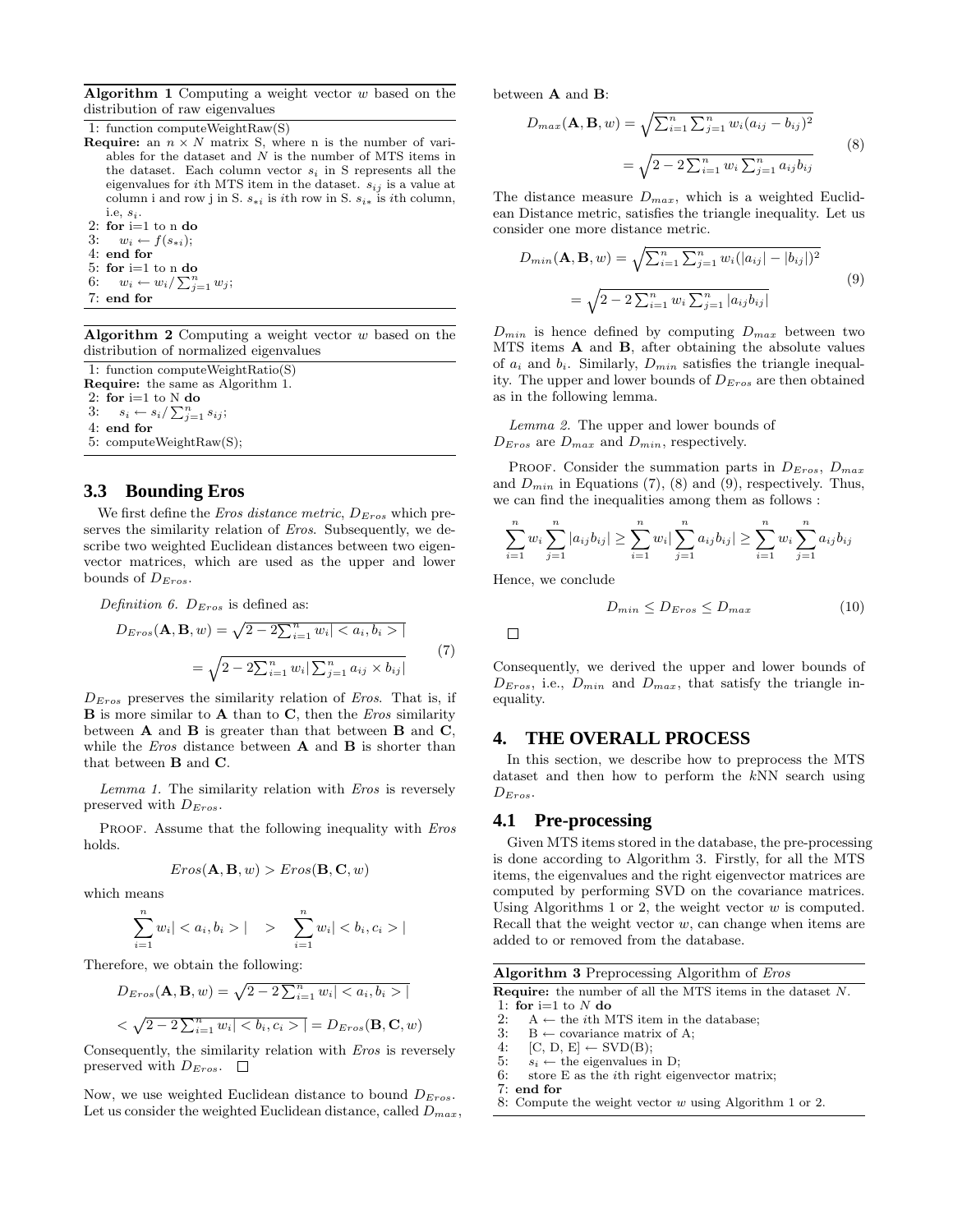**Algorithm 1** Computing a weight vector $w$ based on the distribution of raw eigenvalues

```
1: function computeWeightRaw(S)
Require: an n × N matrix S, where n is the number of variables for the dataset and N is the number of MTS items in the dataset. Each column vector s_i in S represents all the eigenvalues for ith MTS item in the dataset. s_ij is a value at column i and row j in S. s_*i is ith row in S. s_i* is ith column, i.e, s_i.
2: for i=1 to n do
3:    w_i ← f(s_*i);
4: end for
5: for i=1 to n do
6:    w_i ← w_i / Σ_{j=1}^{n} w_j;
7: end for
```

**Algorithm 2** Computing a weight vector $w$ based on the distribution of normalized eigenvalues

```
1: function computeWeightRatio(S)
Require: the same as Algorithm 1.
2: for i=1 to N do
3:    s_i ← s_i / Σ_{j=1}^{n} s_ij;
4: end for
5: computeWeightRaw(S);
```

## 3.3 Bounding Eros

We first define the *Eros distance metric*, $D_{Eros}$ which preserves the similarity relation of *Eros*. Subsequently, we describe two weighted Euclidean distances between two eigenvector matrices, which are used as the upper and lower bounds of $D_{Eros}$.

*Definition 6.* $D_{Eros}$ is defined as:

$$
\begin{aligned}
D_{Eros}(\mathbf{A}, \mathbf{B}, w) &= \sqrt{2 - 2\sum_{i=1}^{n} w_i |<a_i, b_i>|} \\
&= \sqrt{2 - 2\sum_{i=1}^{n} w_i |\sum_{j=1}^{n} a_{ij} \times b_{ij}|}
\end{aligned} \tag{7}
$$

$D_{Eros}$ preserves the similarity relation of *Eros*. That is, if **B** is more similar to **A** than to **C**, then the *Eros* similarity between **A** and **B** is greater than that between **B** and **C**, while the *Eros* distance between **A** and **B** is shorter than that between **B** and **C**.

*Lemma 1.* The similarity relation with *Eros* is reversely preserved with $D_{Eros}$.

Proof. Assume that the following inequality with *Eros* holds.

$$Eros(\mathbf{A}, \mathbf{B}, w) > Eros(\mathbf{B}, \mathbf{C}, w)$$

which means

$$\sum_{i=1}^{n} w_i |<a_i, b_i>| \quad > \quad \sum_{i=1}^{n} w_i |<b_i, c_i>|$$

Therefore, we obtain the following:

$$D_{Eros}(\mathbf{A}, \mathbf{B}, w) = \sqrt{2 - 2\sum_{i=1}^{n} w_i |<a_i, b_i>|}$$

$$< \sqrt{2 - 2\sum_{i=1}^{n} w_i |<b_i, c_i>|} = D_{Eros}(\mathbf{B}, \mathbf{C}, w)$$

Consequently, the similarity relation with *Eros* is reversely preserved with $D_{Eros}$. □

Now, we use weighted Euclidean distance to bound $D_{Eros}$. Let us consider the weighted Euclidean distance, called $D_{max}$, between **A** and **B**:

$$
\begin{aligned}
D_{max}(\mathbf{A}, \mathbf{B}, w) &= \sqrt{\sum_{i=1}^{n} \sum_{j=1}^{n} w_i (a_{ij} - b_{ij})^2} \\
&= \sqrt{2 - 2\sum_{i=1}^{n} w_i \sum_{j=1}^{n} a_{ij} b_{ij}}
\end{aligned} \tag{8}
$$

The distance measure $D_{max}$, which is a weighted Euclidean Distance metric, satisfies the triangle inequality. Let us consider one more distance metric.

$$
\begin{aligned}
D_{min}(\mathbf{A}, \mathbf{B}, w) &= \sqrt{\sum_{i=1}^{n} \sum_{j=1}^{n} w_i (|a_{ij}| - |b_{ij}|)^2} \\
&= \sqrt{2 - 2\sum_{i=1}^{n} w_i \sum_{j=1}^{n} |a_{ij} b_{ij}|}
\end{aligned} \tag{9}
$$

$D_{min}$ is hence defined by computing $D_{max}$ between two MTS items **A** and **B**, after obtaining the absolute values of $a_i$ and $b_i$. Similarly, $D_{min}$ satisfies the triangle inequality. The upper and lower bounds of $D_{Eros}$ are then obtained as in the following lemma.

*Lemma 2.* The upper and lower bounds of $D_{Eros}$ are $D_{max}$ and $D_{min}$, respectively.

Proof. Consider the summation parts in $D_{Eros}$, $D_{max}$ and $D_{min}$ in Equations (7), (8) and (9), respectively. Thus, we can find the inequalities among them as follows :

$$\sum_{i=1}^{n} w_i \sum_{j=1}^{n} |a_{ij} b_{ij}| \geq \sum_{i=1}^{n} w_i |\sum_{j=1}^{n} a_{ij} b_{ij}| \geq \sum_{i=1}^{n} w_i \sum_{j=1}^{n} a_{ij} b_{ij}$$

Hence, we conclude

$$D_{min} \leq D_{Eros} \leq D_{max} \tag{10}$$

□

Consequently, we derived the upper and lower bounds of $D_{Eros}$, i.e., $D_{min}$ and $D_{max}$, that satisfy the triangle inequality.

# 4. THE OVERALL PROCESS

In this section, we describe how to preprocess the MTS dataset and then how to perform the $k$NN search using $D_{Eros}$.

## 4.1 Pre-processing

Given MTS items stored in the database, the pre-processing is done according to Algorithm 3. Firstly, for all the MTS items, the eigenvalues and the right eigenvector matrices are computed by performing SVD on the covariance matrices. Using Algorithms 1 or 2, the weight vector $w$ is computed. Recall that the weight vector $w$, can change when items are added to or removed from the database.

**Algorithm 3** Preprocessing Algorithm of *Eros*

```
Require: the number of all the MTS items in the dataset N.
1: for i=1 to N do
2:    A ← the ith MTS item in the database;
3:    B ← covariance matrix of A;
4:    [C, D, E] ← SVD(B);
5:    s_i ← the eigenvalues in D;
6:    store E as the ith right eigenvector matrix;
7: end for
8: Compute the weight vector w using Algorithm 1 or 2.
```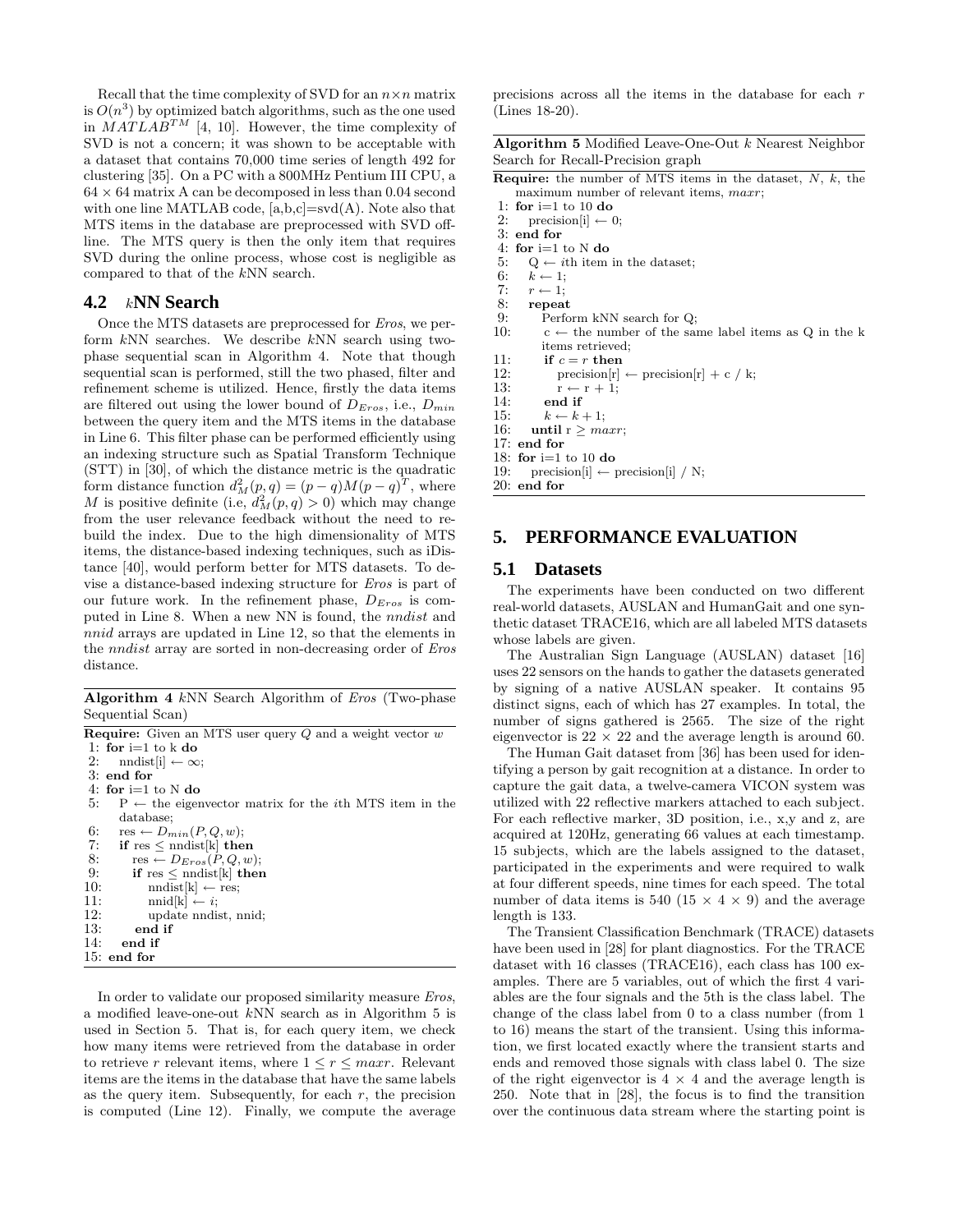Recall that the time complexity of SVD for an $n \times n$ matrix is $O(n^3)$ by optimized batch algorithms, such as the one used in $MATLAB^{TM}$ [4, 10]. However, the time complexity of SVD is not a concern; it was shown to be acceptable with a dataset that contains 70,000 time series of length 492 for clustering [35]. On a PC with a 800MHz Pentium III CPU, a $64 \times 64$ matrix A can be decomposed in less than 0.04 second with one line MATLAB code, [a,b,c]=svd(A). Note also that MTS items in the database are preprocessed with SVD offline. The MTS query is then the only item that requires SVD during the online process, whose cost is negligible as compared to that of the *k*NN search.

## 4.2 *k*NN Search

Once the MTS datasets are preprocessed for *Eros*, we perform *k*NN searches. We describe *k*NN search using two-phase sequential scan in Algorithm 4. Note that though sequential scan is performed, still the two phased, filter and refinement scheme is utilized. Hence, firstly the data items are filtered out using the lower bound of $D_{Eros}$, i.e., $D_{min}$ between the query item and the MTS items in the database in Line 6. This filter phase can be performed efficiently using an indexing structure such as Spatial Transform Technique (STT) in [30], of which the distance metric is the quadratic form distance function $d^2_M(p,q) = (p-q)M(p-q)^T$, where $M$ is positive definite (i.e, $d^2_M(p,q) > 0$) which may change from the user relevance feedback without the need to rebuild the index. Due to the high dimensionality of MTS items, the distance-based indexing techniques, such as iDistance [40], would perform better for MTS datasets. To devise a distance-based indexing structure for *Eros* is part of our future work. In the refinement phase, $D_{Eros}$ is computed in Line 8. When a new NN is found, the *nndist* and *nnid* arrays are updated in Line 12, so that the elements in the *nndist* array are sorted in non-decreasing order of *Eros* distance.

**Algorithm 4** *k*NN Search Algorithm of *Eros* (Two-phase Sequential Scan)

```
Require: Given an MTS user query Q and a weight vector w
 1: for i=1 to k do
 2:    nndist[i] ← ∞;
 3: end for
 4: for i=1 to N do
 5:    P ← the eigenvector matrix for the ith MTS item in the
       database;
 6:    res ← D_min(P, Q, w);
 7:    if res ≤ nndist[k] then
 8:       res ← D_Eros(P, Q, w);
 9:       if res ≤ nndist[k] then
10:          nndist[k] ← res;
11:          nnid[k] ← i;
12:          update nndist, nnid;
13:       end if
14:    end if
15: end for
```

In order to validate our proposed similarity measure *Eros*, a modified leave-one-out *k*NN search as in Algorithm 5 is used in Section 5. That is, for each query item, we check how many items were retrieved from the database in order to retrieve $r$ relevant items, where $1 \le r \le maxr$. Relevant items are the items in the database that have the same labels as the query item. Subsequently, for each $r$, the precision is computed (Line 12). Finally, we compute the average precisions across all the items in the database for each $r$ (Lines 18-20).

**Algorithm 5** Modified Leave-One-Out $k$ Nearest Neighbor Search for Recall-Precision graph

```
Require: the number of MTS items in the dataset, N, k, the
   maximum number of relevant items, maxr;
 1: for i=1 to 10 do
 2:    precision[i] ← 0;
 3: end for
 4: for i=1 to N do
 5:    Q ← ith item in the dataset;
 6:    k ← 1;
 7:    r ← 1;
 8:    repeat
 9:       Perform kNN search for Q;
10:       c ← the number of the same label items as Q in the k
          items retrieved;
11:       if c = r then
12:          precision[r] ← precision[r] + c / k;
13:          r ← r + 1;
14:       end if
15:       k ← k + 1;
16:    until r ≥ maxr;
17: end for
18: for i=1 to 10 do
19:    precision[i] ← precision[i] / N;
20: end for
```

# 5. PERFORMANCE EVALUATION

## 5.1 Datasets

The experiments have been conducted on two different real-world datasets, AUSLAN and HumanGait and one synthetic dataset TRACE16, which are all labeled MTS datasets whose labels are given.

The Australian Sign Language (AUSLAN) dataset [16] uses 22 sensors on the hands to gather the datasets generated by signing of a native AUSLAN speaker. It contains 95 distinct signs, each of which has 27 examples. In total, the number of signs gathered is 2565. The size of the right eigenvector is $22 \times 22$ and the average length is around 60.

The Human Gait dataset from [36] has been used for identifying a person by gait recognition at a distance. In order to capture the gait data, a twelve-camera VICON system was utilized with 22 reflective markers attached to each subject. For each reflective marker, 3D position, i.e., x,y and z, are acquired at 120Hz, generating 66 values at each timestamp. 15 subjects, which are the labels assigned to the dataset, participated in the experiments and were required to walk at four different speeds, nine times for each speed. The total number of data items is 540 ($15 \times 4 \times 9$) and the average length is 133.

The Transient Classification Benchmark (TRACE) datasets have been used in [28] for plant diagnostics. For the TRACE dataset with 16 classes (TRACE16), each class has 100 examples. There are 5 variables, out of which the first 4 variables are the four signals and the 5th is the class label. The change of the class label from 0 to a class number (from 1 to 16) means the start of the transient. Using this information, we first located exactly where the transient starts and ends and removed those signals with class label 0. The size of the right eigenvector is $4 \times 4$ and the average length is 250. Note that in [28], the focus is to find the transition over the continuous data stream where the starting point is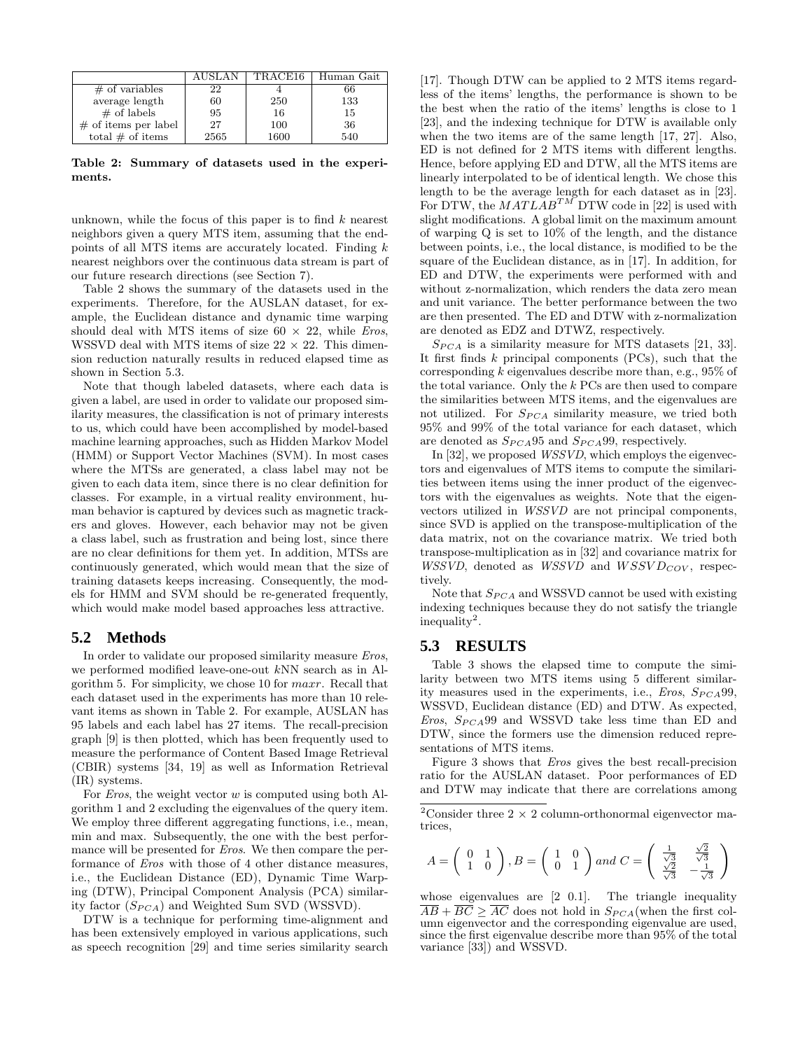| | AUSLAN | TRACE16 | Human Gait |
|---|---|---|---|
| # of variables | 22 | 4 | 66 |
| average length | 60 | 250 | 133 |
| # of labels | 95 | 16 | 15 |
| # of items per label | 27 | 100 | 36 |
| total # of items | 2565 | 1600 | 540 |

**Table 2: Summary of datasets used in the experiments.**

unknown, while the focus of this paper is to find $k$ nearest neighbors given a query MTS item, assuming that the endpoints of all MTS items are accurately located. Finding $k$ nearest neighbors over the continuous data stream is part of our future research directions (see Section 7).

Table 2 shows the summary of the datasets used in the experiments. Therefore, for the AUSLAN dataset, for example, the Euclidean distance and dynamic time warping should deal with MTS items of size $60 \times 22$, while *Eros*, WSSVD deal with MTS items of size $22 \times 22$. This dimension reduction naturally results in reduced elapsed time as shown in Section 5.3.

Note that though labeled datasets, where each data is given a label, are used in order to validate our proposed similarity measures, the classification is not of primary interests to us, which could have been accomplished by model-based machine learning approaches, such as Hidden Markov Model (HMM) or Support Vector Machines (SVM). In most cases where the MTSs are generated, a class label may not be given to each data item, since there is no clear definition for classes. For example, in a virtual reality environment, human behavior is captured by devices such as magnetic trackers and gloves. However, each behavior may not be given a class label, such as frustration and being lost, since there are no clear definitions for them yet. In addition, MTSs are continuously generated, which would mean that the size of training datasets keeps increasing. Consequently, the models for HMM and SVM should be re-generated frequently, which would make model based approaches less attractive.

## 5.2 Methods

In order to validate our proposed similarity measure *Eros*, we performed modified leave-one-out $k$NN search as in Algorithm 5. For simplicity, we chose 10 for $maxr$. Recall that each dataset used in the experiments has more than 10 relevant items as shown in Table 2. For example, AUSLAN has 95 labels and each label has 27 items. The recall-precision graph [9] is then plotted, which has been frequently used to measure the performance of Content Based Image Retrieval (CBIR) systems [34, 19] as well as Information Retrieval (IR) systems.

For *Eros*, the weight vector $w$ is computed using both Algorithm 1 and 2 excluding the eigenvalues of the query item. We employ three different aggregating functions, i.e., mean, min and max. Subsequently, the one with the best performance will be presented for *Eros*. We then compare the performance of *Eros* with those of 4 other distance measures, i.e., the Euclidean Distance (ED), Dynamic Time Warping (DTW), Principal Component Analysis (PCA) similarity factor ($S_{PCA}$) and Weighted Sum SVD (WSSVD).

DTW is a technique for performing time-alignment and has been extensively employed in various applications, such as speech recognition [29] and time series similarity search [17]. Though DTW can be applied to 2 MTS items regardless of the items' lengths, the performance is shown to be the best when the ratio of the items' lengths is close to 1 [23], and the indexing technique for DTW is available only when the two items are of the same length [17, 27]. Also, ED is not defined for 2 MTS items with different lengths. Hence, before applying ED and DTW, all the MTS items are linearly interpolated to be of identical length. We chose this length to be the average length for each dataset as in [23]. For DTW, the $MATLAB^{TM}$ DTW code in [22] is used with slight modifications. A global limit on the maximum amount of warping Q is set to 10% of the length, and the distance between points, i.e., the local distance, is modified to be the square of the Euclidean distance, as in [17]. In addition, for ED and DTW, the experiments were performed with and without z-normalization, which renders the data zero mean and unit variance. The better performance between the two are then presented. The ED and DTW with z-normalization are denoted as EDZ and DTWZ, respectively.

$S_{PCA}$ is a similarity measure for MTS datasets [21, 33]. It first finds $k$ principal components (PCs), such that the corresponding $k$ eigenvalues describe more than, e.g., 95% of the total variance. Only the $k$ PCs are then used to compare the similarities between MTS items, and the eigenvalues are not utilized. For $S_{PCA}$ similarity measure, we tried both 95% and 99% of the total variance for each dataset, which are denoted as $S_{PCA}95$ and $S_{PCA}99$, respectively.

In [32], we proposed *WSSVD*, which employs the eigenvectors and eigenvalues of MTS items to compute the similarities between items using the inner product of the eigenvectors with the eigenvalues as weights. Note that the eigenvectors utilized in *WSSVD* are not principal components, since SVD is applied on the transpose-multiplication of the data matrix, not on the covariance matrix. We tried both transpose-multiplication as in [32] and covariance matrix for *WSSVD*, denoted as *WSSVD* and $WSSVD_{COV}$, respectively.

Note that $S_{PCA}$ and WSSVD cannot be used with existing indexing techniques because they do not satisfy the triangle inequality[2].

## 5.3 RESULTS

Table 3 shows the elapsed time to compute the similarity between two MTS items using 5 different similarity measures used in the experiments, i.e., *Eros*, $S_{PCA}99$, WSSVD, Euclidean distance (ED) and DTW. As expected, *Eros*, $S_{PCA}99$ and WSSVD take less time than ED and DTW, since the formers use the dimension reduced representations of MTS items.

Figure 3 shows that *Eros* gives the best recall-precision ratio for the AUSLAN dataset. Poor performances of ED and DTW may indicate that there are correlations among

---

[2] Consider three $2 \times 2$ column-orthonormal eigenvector matrices,

$$A = \begin{pmatrix} 0 & 1 \\ 1 & 0 \end{pmatrix}, B = \begin{pmatrix} 1 & 0 \\ 0 & 1 \end{pmatrix} \text{ and } C = \begin{pmatrix} \frac{1}{\sqrt{3}} & \frac{\sqrt{2}}{\sqrt{3}} \\ \frac{\sqrt{2}}{\sqrt{3}} & -\frac{1}{\sqrt{3}} \end{pmatrix}$$

whose eigenvalues are [2 0.1]. The triangle inequality $\overline{AB} + \overline{BC} \geq \overline{AC}$ does not hold in $S_{PCA}$(when the first column eigenvector and the corresponding eigenvalue are used, since the first eigenvalue describe more than 95% of the total variance [33]) and WSSVD.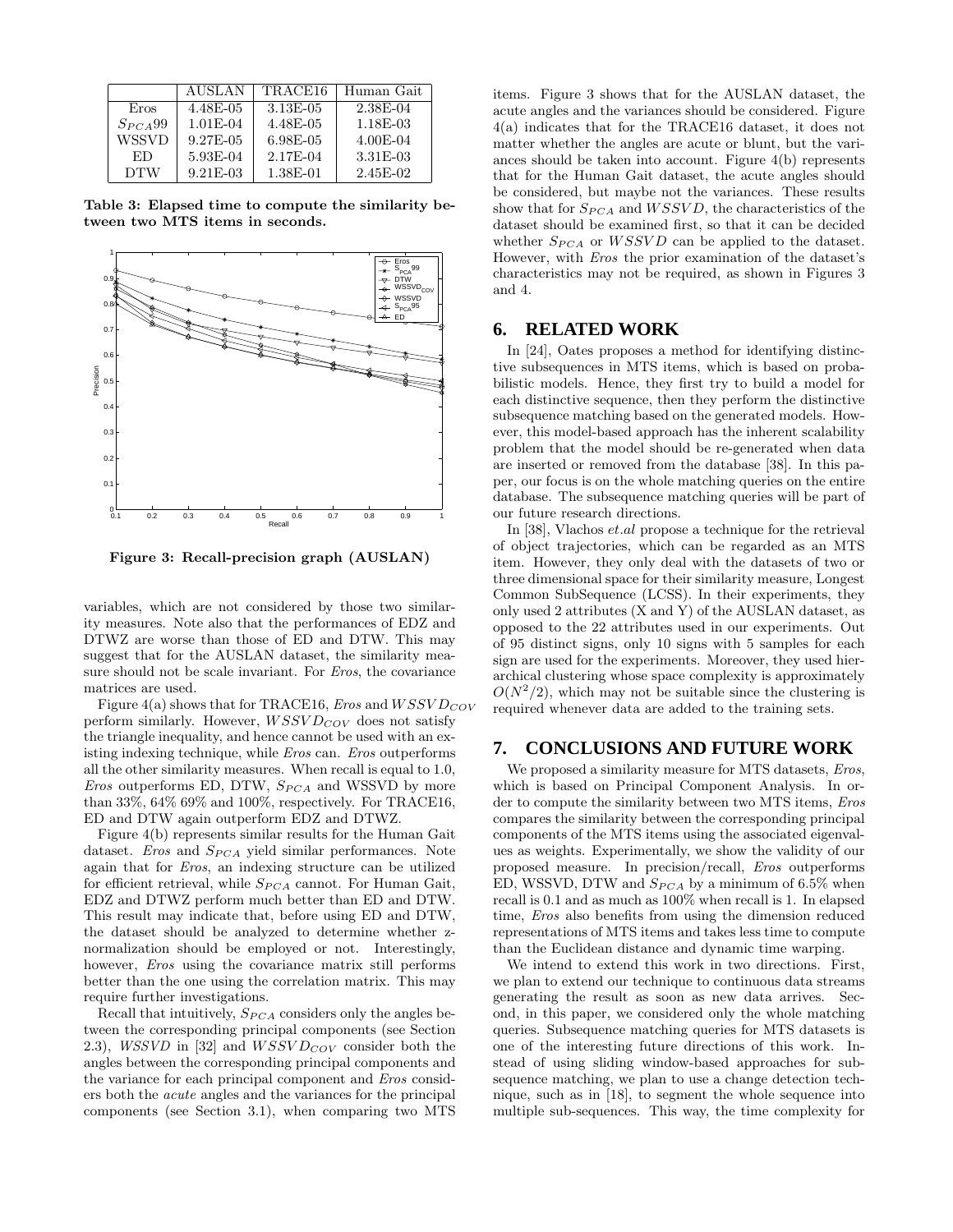|  | AUSLAN | TRACE16 | Human Gait |
|---|---|---|---|
| Eros | 4.48E-05 | 3.13E-05 | 2.38E-04 |
| $S_{PCA}$99 | 1.01E-04 | 4.48E-05 | 1.18E-03 |
| WSSVD | 9.27E-05 | 6.98E-05 | 4.00E-04 |
| ED | 5.93E-04 | 2.17E-04 | 3.31E-03 |
| DTW | 9.21E-03 | 1.38E-01 | 2.45E-02 |

**Table 3: Elapsed time to compute the similarity between two MTS items in seconds.**

**Figure 3: Recall-precision graph (AUSLAN)**

variables, which are not considered by those two similarity measures. Note also that the performances of EDZ and DTWZ are worse than those of ED and DTW. This may suggest that for the AUSLAN dataset, the similarity measure should not be scale invariant. For *Eros*, the covariance matrices are used.

Figure 4(a) shows that for TRACE16, *Eros* and $WSSVD_{COV}$ perform similarly. However, $WSSVD_{COV}$ does not satisfy the triangle inequality, and hence cannot be used with an existing indexing technique, while *Eros* can. *Eros* outperforms all the other similarity measures. When recall is equal to 1.0, *Eros* outperforms ED, DTW, $S_{PCA}$ and WSSVD by more than 33%, 64% 69% and 100%, respectively. For TRACE16, ED and DTW again outperform EDZ and DTWZ.

Figure 4(b) represents similar results for the Human Gait dataset. *Eros* and $S_{PCA}$ yield similar performances. Note again that for *Eros*, an indexing structure can be utilized for efficient retrieval, while $S_{PCA}$ cannot. For Human Gait, EDZ and DTWZ perform much better than ED and DTW. This result may indicate that, before using ED and DTW, the dataset should be analyzed to determine whether z-normalization should be employed or not. Interestingly, however, *Eros* using the covariance matrix still performs better than the one using the correlation matrix. This may require further investigations.

Recall that intuitively, $S_{PCA}$ considers only the angles between the corresponding principal components (see Section 2.3), *WSSVD* in [32] and $WSSVD_{COV}$ consider both the angles between the corresponding principal components and the variance for each principal component and *Eros* considers both the *acute* angles and the variances for the principal components (see Section 3.1), when comparing two MTS items. Figure 3 shows that for the AUSLAN dataset, the acute angles and the variances should be considered. Figure 4(a) indicates that for the TRACE16 dataset, it does not matter whether the angles are acute or blunt, but the variances should be taken into account. Figure 4(b) represents that for the Human Gait dataset, the acute angles should be considered, but maybe not the variances. These results show that for $S_{PCA}$ and $WSSVD$, the characteristics of the dataset should be examined first, so that it can be decided whether $S_{PCA}$ or $WSSVD$ can be applied to the dataset. However, with *Eros* the prior examination of the dataset's characteristics may not be required, as shown in Figures 3 and 4.

## 6. RELATED WORK

In [24], Oates proposes a method for identifying distinctive subsequences in MTS items, which is based on probabilistic models. Hence, they first try to build a model for each distinctive sequence, then they perform the distinctive subsequence matching based on the generated models. However, this model-based approach has the inherent scalability problem that the model should be re-generated when data are inserted or removed from the database [38]. In this paper, our focus is on the whole matching queries on the entire database. The subsequence matching queries will be part of our future research directions.

In [38], Vlachos *et.al* propose a technique for the retrieval of object trajectories, which can be regarded as an MTS item. However, they only deal with the datasets of two or three dimensional space for their similarity measure, Longest Common SubSequence (LCSS). In their experiments, they only used 2 attributes (X and Y) of the AUSLAN dataset, as opposed to the 22 attributes used in our experiments. Out of 95 distinct signs, only 10 signs with 5 samples for each sign are used for the experiments. Moreover, they used hierarchical clustering whose space complexity is approximately $O(N^2/2)$, which may not be suitable since the clustering is required whenever data are added to the training sets.

## 7. CONCLUSIONS AND FUTURE WORK

We proposed a similarity measure for MTS datasets, *Eros*, which is based on Principal Component Analysis. In order to compute the similarity between two MTS items, *Eros* compares the similarity between the corresponding principal components of the MTS items using the associated eigenvalues as weights. Experimentally, we show the validity of our proposed measure. In precision/recall, *Eros* outperforms ED, WSSVD, DTW and $S_{PCA}$ by a minimum of 6.5% when recall is 0.1 and as much as 100% when recall is 1. In elapsed time, *Eros* also benefits from using the dimension reduced representations of MTS items and takes less time to compute than the Euclidean distance and dynamic time warping.

We intend to extend this work in two directions. First, we plan to extend our technique to continuous data streams generating the result as soon as new data arrives. Second, in this paper, we considered only the whole matching queries. Subsequence matching queries for MTS datasets is one of the interesting future directions of this work. Instead of using sliding window-based approaches for subsequence matching, we plan to use a change detection technique, such as in [18], to segment the whole sequence into multiple sub-sequences. This way, the time complexity for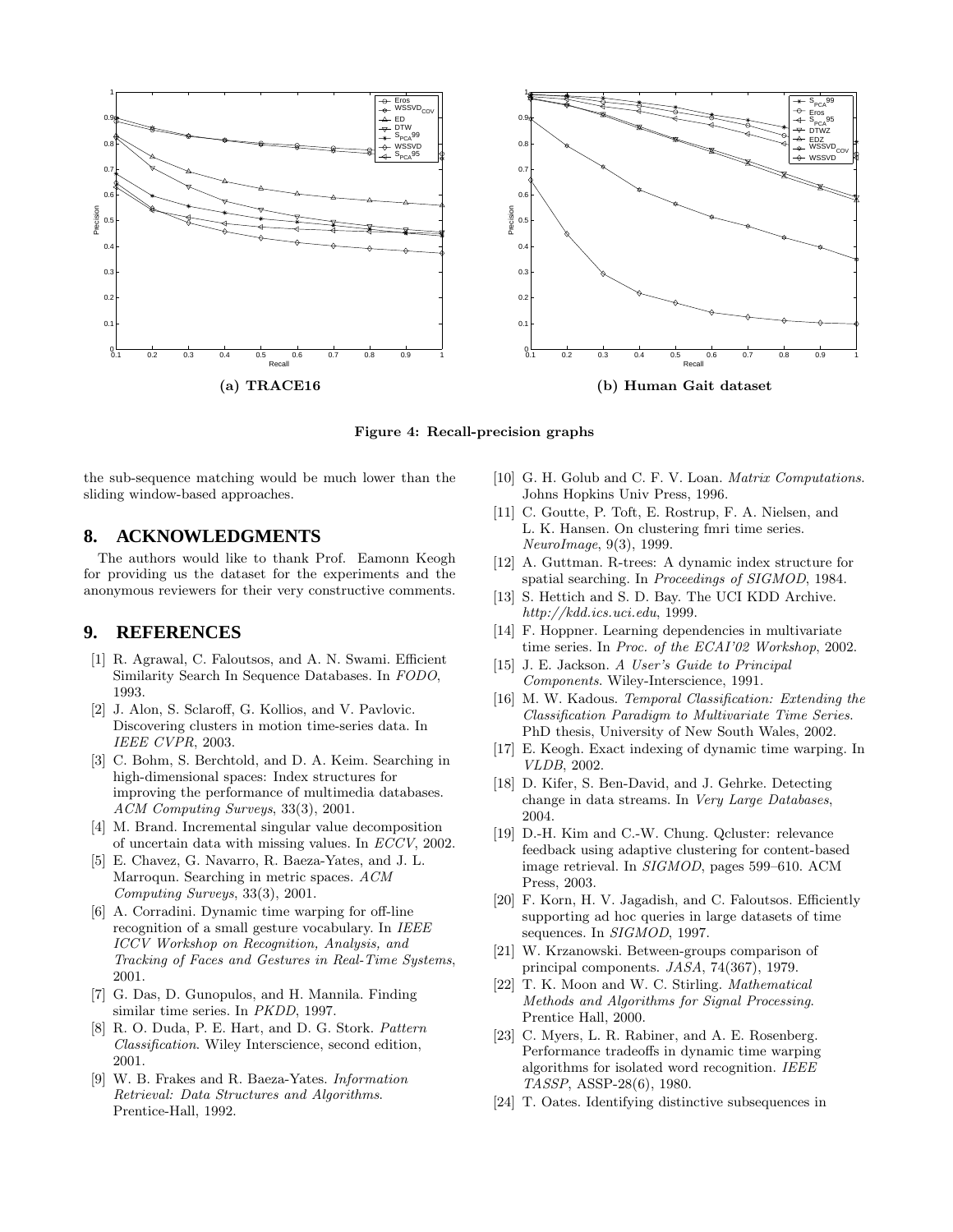1
0.9
0.8
0.7
0.6
0.5
0.4
0.3
0.2
0.1
0
Precision
0.1 0.2 0.3 0.4 0.5 0.6 0.7 0.8 0.9 1
Recall
Eros
$WSSVD_{COV}$
ED
DTW
$S_{PCA}99$
WSSVD
$S_{PCA}95$

**(a) TRACE16**

1
0.9
0.8
0.7
0.6
0.5
0.4
0.3
0.2
0.1
0
Precision
0.1 0.2 0.3 0.4 0.5 0.6 0.7 0.8 0.9 1
Recall
$S_{PCA}99$
Eros
$S_{PCA}95$
DTWZ
EDZ
$WSSVD_{COV}$
WSSVD

**(b) Human Gait dataset**

**Figure 4: Recall-precision graphs**

the sub-sequence matching would be much lower than the sliding window-based approaches.

## 8. ACKNOWLEDGMENTS

The authors would like to thank Prof. Eamonn Keogh for providing us the dataset for the experiments and the anonymous reviewers for their very constructive comments.

## 9. REFERENCES

[1] R. Agrawal, C. Faloutsos, and A. N. Swami. Efficient Similarity Search In Sequence Databases. In *FODO*, 1993.

[2] J. Alon, S. Sclaroff, G. Kollios, and V. Pavlovic. Discovering clusters in motion time-series data. In *IEEE CVPR*, 2003.

[3] C. Bohm, S. Berchtold, and D. A. Keim. Searching in high-dimensional spaces: Index structures for improving the performance of multimedia databases. *ACM Computing Surveys*, 33(3), 2001.

[4] M. Brand. Incremental singular value decomposition of uncertain data with missing values. In *ECCV*, 2002.

[5] E. Chavez, G. Navarro, R. Baeza-Yates, and J. L. Marroqun. Searching in metric spaces. *ACM Computing Surveys*, 33(3), 2001.

[6] A. Corradini. Dynamic time warping for off-line recognition of a small gesture vocabulary. In *IEEE ICCV Workshop on Recognition, Analysis, and Tracking of Faces and Gestures in Real-Time Systems*, 2001.

[7] G. Das, D. Gunopulos, and H. Mannila. Finding similar time series. In *PKDD*, 1997.

[8] R. O. Duda, P. E. Hart, and D. G. Stork. *Pattern Classification*. Wiley Interscience, second edition, 2001.

[9] W. B. Frakes and R. Baeza-Yates. *Information Retrieval: Data Structures and Algorithms*. Prentice-Hall, 1992.

[10] G. H. Golub and C. F. V. Loan. *Matrix Computations*. Johns Hopkins Univ Press, 1996.

[11] C. Goutte, P. Toft, E. Rostrup, F. A. Nielsen, and L. K. Hansen. On clustering fmri time series. *NeuroImage*, 9(3), 1999.

[12] A. Guttman. R-trees: A dynamic index structure for spatial searching. In *Proceedings of SIGMOD*, 1984.

[13] S. Hettich and S. D. Bay. The UCI KDD Archive. *http://kdd.ics.uci.edu*, 1999.

[14] F. Hoppner. Learning dependencies in multivariate time series. In *Proc. of the ECAI'02 Workshop*, 2002.

[15] J. E. Jackson. *A User's Guide to Principal Components*. Wiley-Interscience, 1991.

[16] M. W. Kadous. *Temporal Classification: Extending the Classification Paradigm to Multivariate Time Series*. PhD thesis, University of New South Wales, 2002.

[17] E. Keogh. Exact indexing of dynamic time warping. In *VLDB*, 2002.

[18] D. Kifer, S. Ben-David, and J. Gehrke. Detecting change in data streams. In *Very Large Databases*, 2004.

[19] D.-H. Kim and C.-W. Chung. Qcluster: relevance feedback using adaptive clustering for content-based image retrieval. In *SIGMOD*, pages 599–610. ACM Press, 2003.

[20] F. Korn, H. V. Jagadish, and C. Faloutsos. Efficiently supporting ad hoc queries in large datasets of time sequences. In *SIGMOD*, 1997.

[21] W. Krzanowski. Between-groups comparison of principal components. *JASA*, 74(367), 1979.

[22] T. K. Moon and W. C. Stirling. *Mathematical Methods and Algorithms for Signal Processing*. Prentice Hall, 2000.

[23] C. Myers, L. R. Rabiner, and A. E. Rosenberg. Performance tradeoffs in dynamic time warping algorithms for isolated word recognition. *IEEE TASSP*, ASSP-28(6), 1980.

[24] T. Oates. Identifying distinctive subsequences in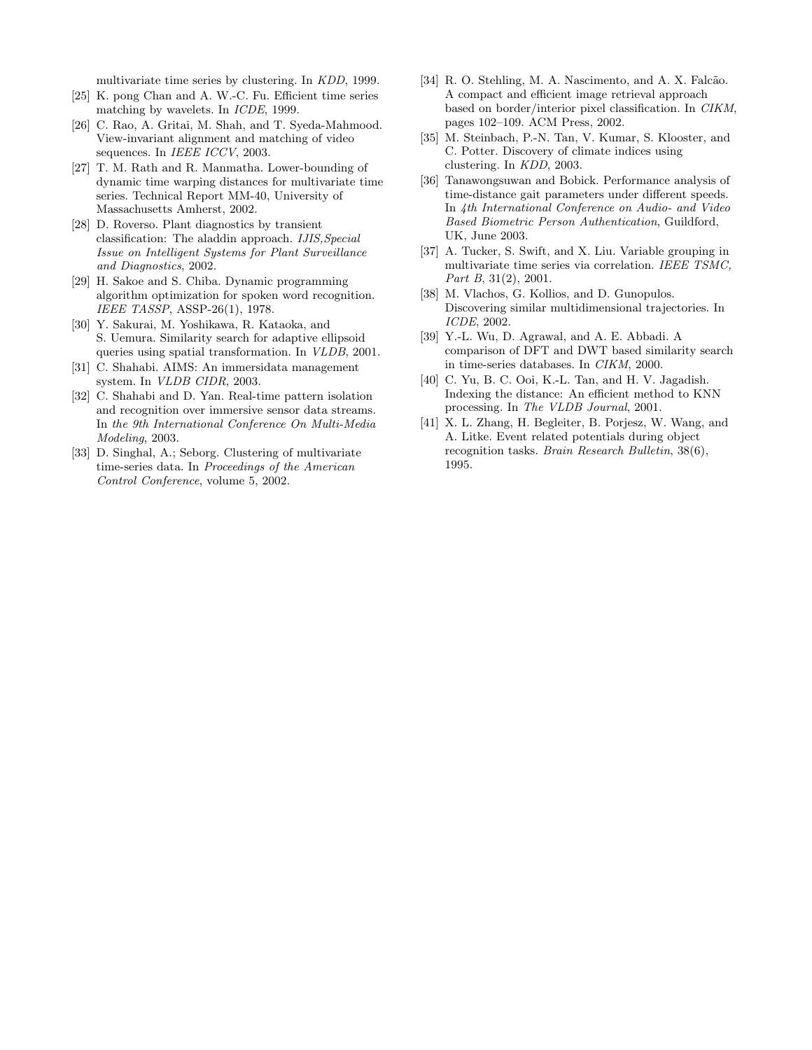multivariate time series by clustering. In *KDD*, 1999.

[25] K. pong Chan and A. W.-C. Fu. Efficient time series matching by wavelets. In *ICDE*, 1999.

[26] C. Rao, A. Gritai, M. Shah, and T. Syeda-Mahmood. View-invariant alignment and matching of video sequences. In *IEEE ICCV*, 2003.

[27] T. M. Rath and R. Manmatha. Lower-bounding of dynamic time warping distances for multivariate time series. Technical Report MM-40, University of Massachusetts Amherst, 2002.

[28] D. Roverso. Plant diagnostics by transient classification: The aladdin approach. *IJIS,Special Issue on Intelligent Systems for Plant Surveillance and Diagnostics*, 2002.

[29] H. Sakoe and S. Chiba. Dynamic programming algorithm optimization for spoken word recognition. *IEEE TASSP*, ASSP-26(1), 1978.

[30] Y. Sakurai, M. Yoshikawa, R. Kataoka, and S. Uemura. Similarity search for adaptive ellipsoid queries using spatial transformation. In *VLDB*, 2001.

[31] C. Shahabi. AIMS: An immersidata management system. In *VLDB CIDR*, 2003.

[32] C. Shahabi and D. Yan. Real-time pattern isolation and recognition over immersive sensor data streams. In *the 9th International Conference On Multi-Media Modeling*, 2003.

[33] D. Singhal, A.; Seborg. Clustering of multivariate time-series data. In *Proceedings of the American Control Conference*, volume 5, 2002.

[34] R. O. Stehling, M. A. Nascimento, and A. X. Falcão. A compact and efficient image retrieval approach based on border/interior pixel classification. In *CIKM*, pages 102–109. ACM Press, 2002.

[35] M. Steinbach, P.-N. Tan, V. Kumar, S. Klooster, and C. Potter. Discovery of climate indices using clustering. In *KDD*, 2003.

[36] Tanawongsuwan and Bobick. Performance analysis of time-distance gait parameters under different speeds. In *4th International Conference on Audio- and Video Based Biometric Person Authentication*, Guildford, UK, June 2003.

[37] A. Tucker, S. Swift, and X. Liu. Variable grouping in multivariate time series via correlation. *IEEE TSMC, Part B*, 31(2), 2001.

[38] M. Vlachos, G. Kollios, and D. Gunopulos. Discovering similar multidimensional trajectories. In *ICDE*, 2002.

[39] Y.-L. Wu, D. Agrawal, and A. E. Abbadi. A comparison of DFT and DWT based similarity search in time-series databases. In *CIKM*, 2000.

[40] C. Yu, B. C. Ooi, K.-L. Tan, and H. V. Jagadish. Indexing the distance: An efficient method to KNN processing. In *The VLDB Journal*, 2001.

[41] X. L. Zhang, H. Begleiter, B. Porjesz, W. Wang, and A. Litke. Event related potentials during object recognition tasks. *Brain Research Bulletin*, 38(6), 1995.